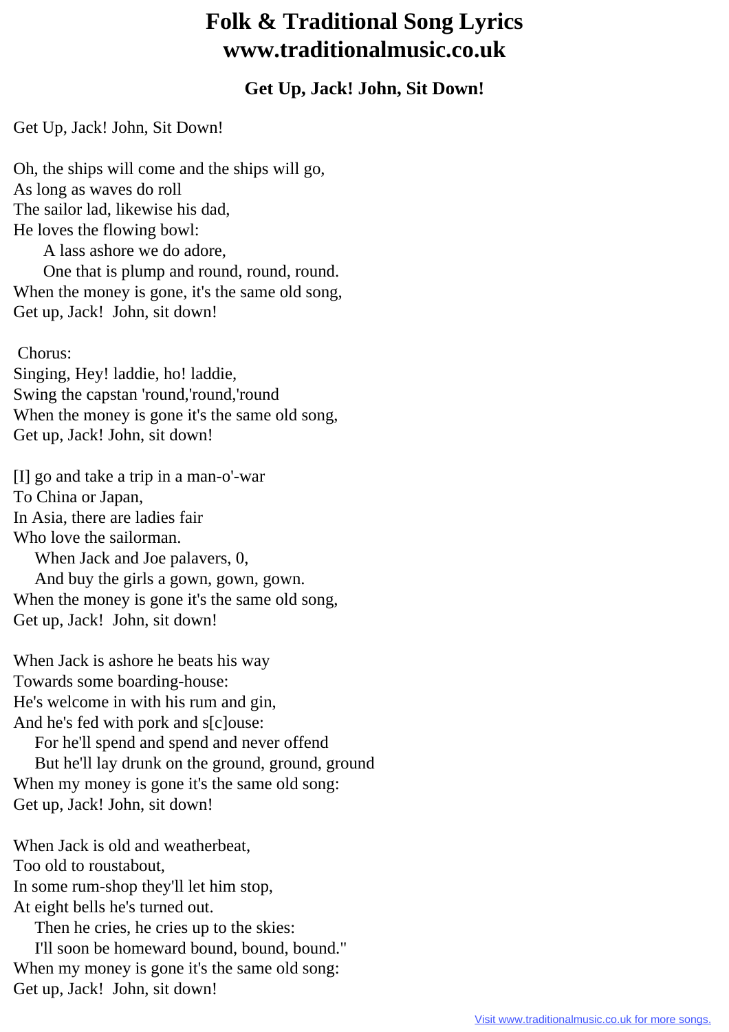# Folk & Traditional Song Lyrics www.traditionalmusic.co.uk

### Get Up, Jack! John, Sit Down!

Get Up, Jack! John, Sit Down!

Oh, the ships will come and the ships will go,  
As long as waves do roll  
The sailor lad, likewise his dad,  
He loves the flowing bowl:  
&nbsp;&nbsp;&nbsp;&nbsp;A lass ashore we do adore,  
&nbsp;&nbsp;&nbsp;&nbsp;One that is plump and round, round, round.  
When the money is gone, it's the same old song,  
Get up, Jack!  John, sit down!

Chorus:  
Singing, Hey! laddie, ho! laddie,  
Swing the capstan 'round,'round,'round  
When the money is gone it's the same old song,  
Get up, Jack! John, sit down!

[I] go and take a trip in a man-o'-war  
To China or Japan,  
In Asia, there are ladies fair  
Who love the sailorman.  
&nbsp;&nbsp;&nbsp;&nbsp;When Jack and Joe palavers, 0,  
&nbsp;&nbsp;&nbsp;&nbsp;And buy the girls a gown, gown, gown.  
When the money is gone it's the same old song,  
Get up, Jack!  John, sit down!

When Jack is ashore he beats his way  
Towards some boarding-house:  
He's welcome in with his rum and gin,  
And he's fed with pork and s[c]ouse:  
&nbsp;&nbsp;&nbsp;&nbsp;For he'll spend and spend and never offend  
&nbsp;&nbsp;&nbsp;&nbsp;But he'll lay drunk on the ground, ground, ground  
When my money is gone it's the same old song:  
Get up, Jack! John, sit down!

When Jack is old and weatherbeat,  
Too old to roustabout,  
In some rum-shop they'll let him stop,  
At eight bells he's turned out.  
&nbsp;&nbsp;&nbsp;&nbsp;Then he cries, he cries up to the skies:  
&nbsp;&nbsp;&nbsp;&nbsp;I'll soon be homeward bound, bound, bound."  
When my money is gone it's the same old song:  
Get up, Jack!  John, sit down!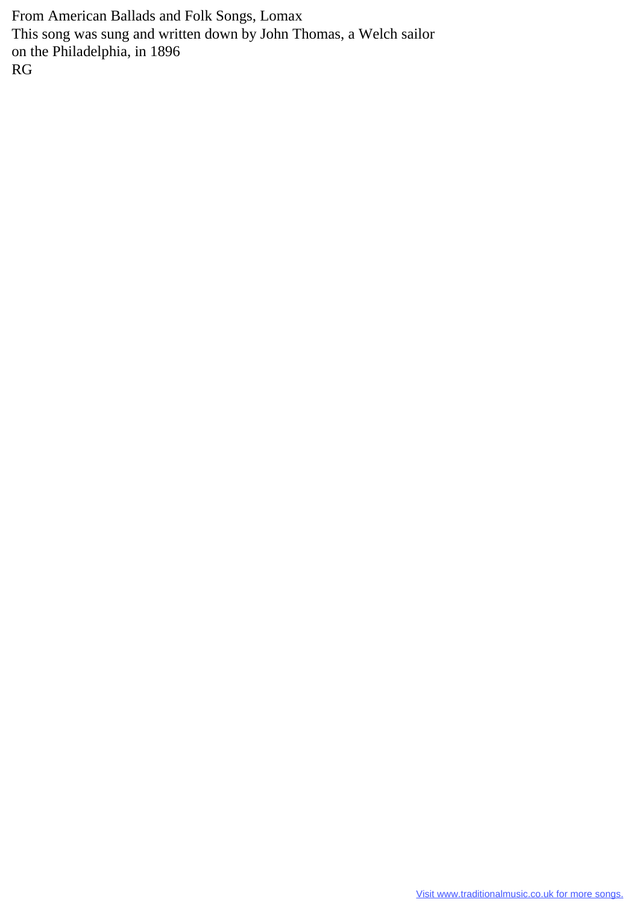From American Ballads and Folk Songs, Lomax
This song was sung and written down by John Thomas, a Welch sailor
on the Philadelphia, in 1896
RG

[Visit www.traditionalmusic.co.uk for more songs.](http://www.traditionalmusic.co.uk)